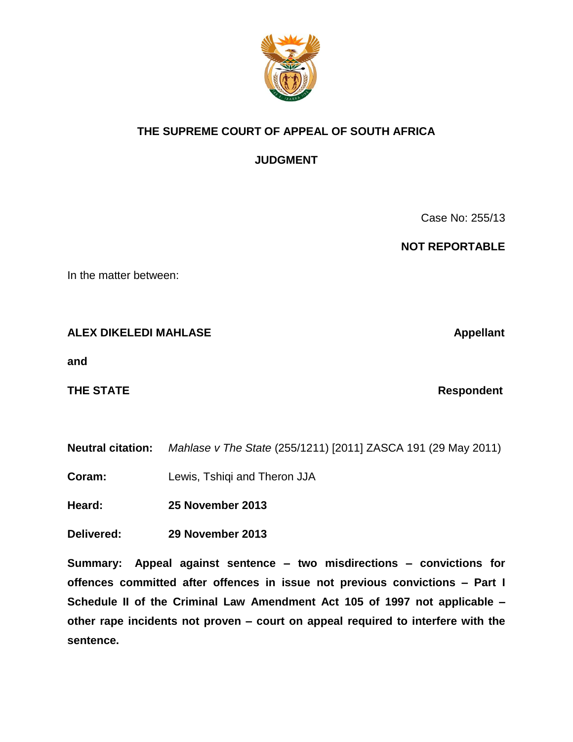# THE SUPREME COURT OF APPEAL OF SOUTH AFRICA

## JUDGMENT

Case No: 255/13

**NOT REPORTABLE**

In the matter between:

**ALEX DIKELEDI MAHLASE** — **Appellant**

**and**

**THE STATE** — **Respondent**

**Neutral citation:** *Mahlase v The State* (255/1211) [2011] ZASCA 191 (29 May 2011)

**Coram:** Lewis, Tshiqi and Theron JJA

**Heard:** **25 November 2013**

**Delivered:** **29 November 2013**

**Summary: Appeal against sentence – two misdirections – convictions for offences committed after offences in issue not previous convictions – Part I Schedule II of the Criminal Law Amendment Act 105 of 1997 not applicable – other rape incidents not proven – court on appeal required to interfere with the sentence.**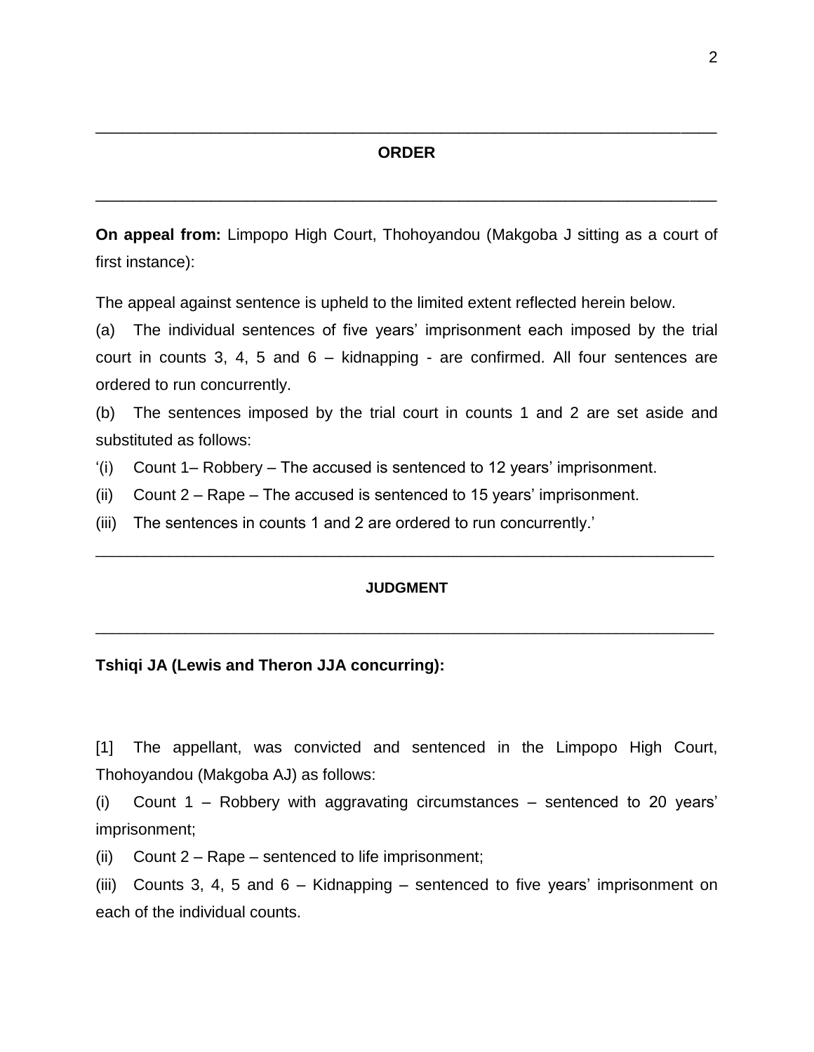## ORDER

**On appeal from:** Limpopo High Court, Thohoyandou (Makgoba J sitting as a court of first instance):

The appeal against sentence is upheld to the limited extent reflected herein below.

(a) The individual sentences of five years' imprisonment each imposed by the trial court in counts 3, 4, 5 and 6 – kidnapping - are confirmed. All four sentences are ordered to run concurrently.

(b) The sentences imposed by the trial court in counts 1 and 2 are set aside and substituted as follows:

'(i) Count 1– Robbery – The accused is sentenced to 12 years' imprisonment.

(ii) Count 2 – Rape – The accused is sentenced to 15 years' imprisonment.

(iii) The sentences in counts 1 and 2 are ordered to run concurrently.'

## JUDGMENT

**Tshiqi JA (Lewis and Theron JJA concurring):**

[1] The appellant, was convicted and sentenced in the Limpopo High Court, Thohoyandou (Makgoba AJ) as follows:

(i) Count 1 – Robbery with aggravating circumstances – sentenced to 20 years' imprisonment;

(ii) Count 2 – Rape – sentenced to life imprisonment;

(iii) Counts 3, 4, 5 and 6 – Kidnapping – sentenced to five years' imprisonment on each of the individual counts.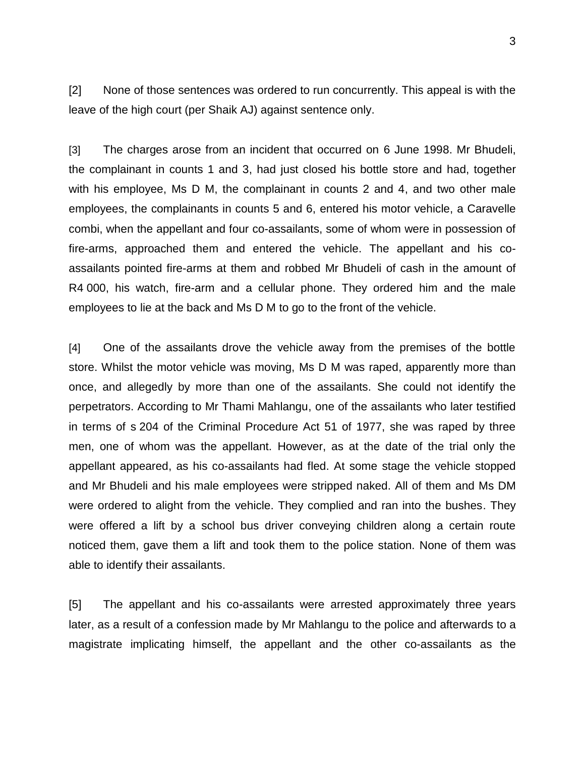[2] None of those sentences was ordered to run concurrently. This appeal is with the leave of the high court (per Shaik AJ) against sentence only.

[3] The charges arose from an incident that occurred on 6 June 1998. Mr Bhudeli, the complainant in counts 1 and 3, had just closed his bottle store and had, together with his employee, Ms D M, the complainant in counts 2 and 4, and two other male employees, the complainants in counts 5 and 6, entered his motor vehicle, a Caravelle combi, when the appellant and four co-assailants, some of whom were in possession of fire-arms, approached them and entered the vehicle. The appellant and his co-assailants pointed fire-arms at them and robbed Mr Bhudeli of cash in the amount of R4 000, his watch, fire-arm and a cellular phone. They ordered him and the male employees to lie at the back and Ms D M to go to the front of the vehicle.

[4] One of the assailants drove the vehicle away from the premises of the bottle store. Whilst the motor vehicle was moving, Ms D M was raped, apparently more than once, and allegedly by more than one of the assailants. She could not identify the perpetrators. According to Mr Thami Mahlangu, one of the assailants who later testified in terms of s 204 of the Criminal Procedure Act 51 of 1977, she was raped by three men, one of whom was the appellant. However, as at the date of the trial only the appellant appeared, as his co-assailants had fled. At some stage the vehicle stopped and Mr Bhudeli and his male employees were stripped naked. All of them and Ms DM were ordered to alight from the vehicle. They complied and ran into the bushes. They were offered a lift by a school bus driver conveying children along a certain route noticed them, gave them a lift and took them to the police station. None of them was able to identify their assailants.

[5] The appellant and his co-assailants were arrested approximately three years later, as a result of a confession made by Mr Mahlangu to the police and afterwards to a magistrate implicating himself, the appellant and the other co-assailants as the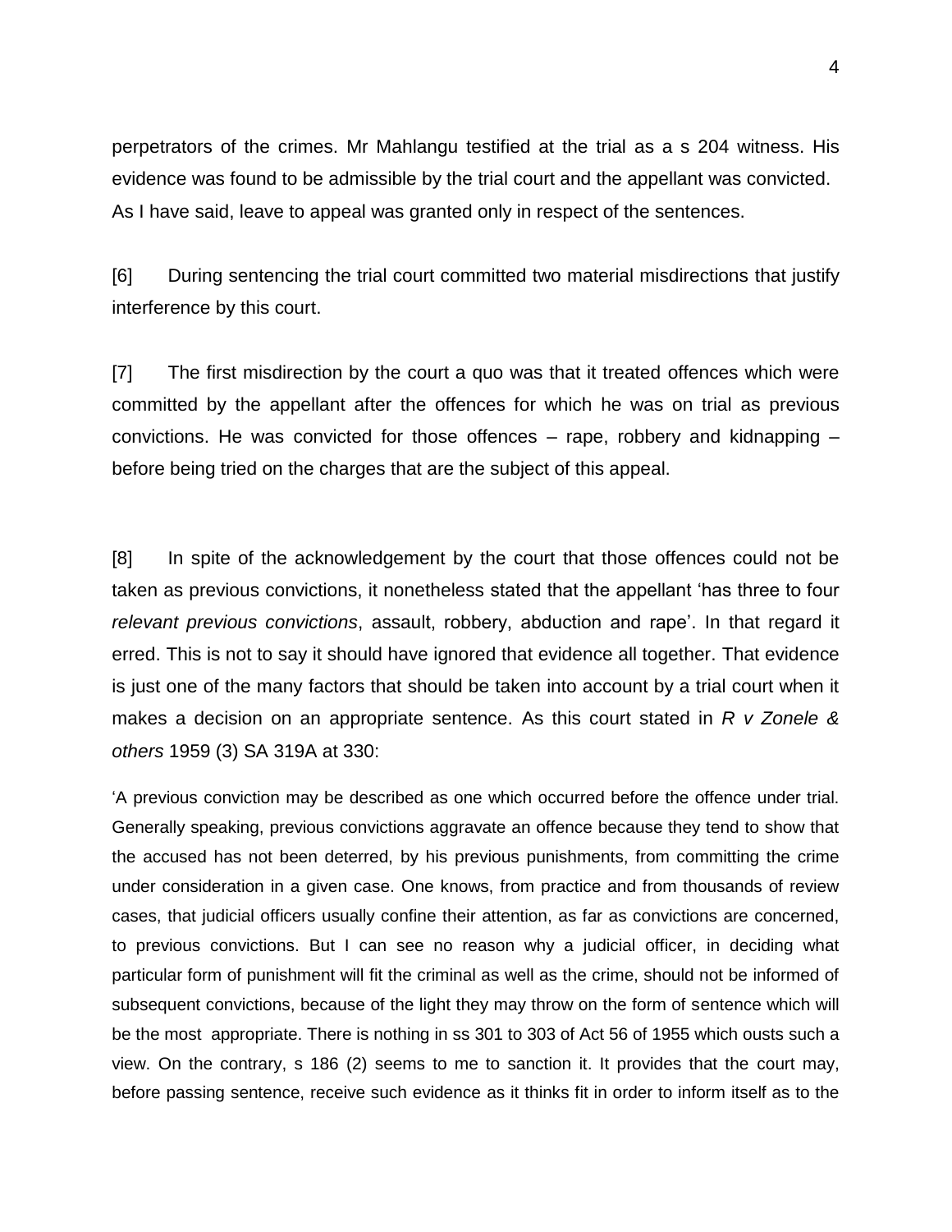perpetrators of the crimes. Mr Mahlangu testified at the trial as a s 204 witness. His evidence was found to be admissible by the trial court and the appellant was convicted. As I have said, leave to appeal was granted only in respect of the sentences.

[6] During sentencing the trial court committed two material misdirections that justify interference by this court.

[7] The first misdirection by the court a quo was that it treated offences which were committed by the appellant after the offences for which he was on trial as previous convictions. He was convicted for those offences – rape, robbery and kidnapping – before being tried on the charges that are the subject of this appeal.

[8] In spite of the acknowledgement by the court that those offences could not be taken as previous convictions, it nonetheless stated that the appellant 'has three to four *relevant previous convictions*, assault, robbery, abduction and rape'. In that regard it erred. This is not to say it should have ignored that evidence all together. That evidence is just one of the many factors that should be taken into account by a trial court when it makes a decision on an appropriate sentence. As this court stated in *R v Zonele & others* 1959 (3) SA 319A at 330:

> 'A previous conviction may be described as one which occurred before the offence under trial. Generally speaking, previous convictions aggravate an offence because they tend to show that the accused has not been deterred, by his previous punishments, from committing the crime under consideration in a given case. One knows, from practice and from thousands of review cases, that judicial officers usually confine their attention, as far as convictions are concerned, to previous convictions. But I can see no reason why a judicial officer, in deciding what particular form of punishment will fit the criminal as well as the crime, should not be informed of subsequent convictions, because of the light they may throw on the form of sentence which will be the most appropriate. There is nothing in ss 301 to 303 of Act 56 of 1955 which ousts such a view. On the contrary, s 186 (2) seems to me to sanction it. It provides that the court may, before passing sentence, receive such evidence as it thinks fit in order to inform itself as to the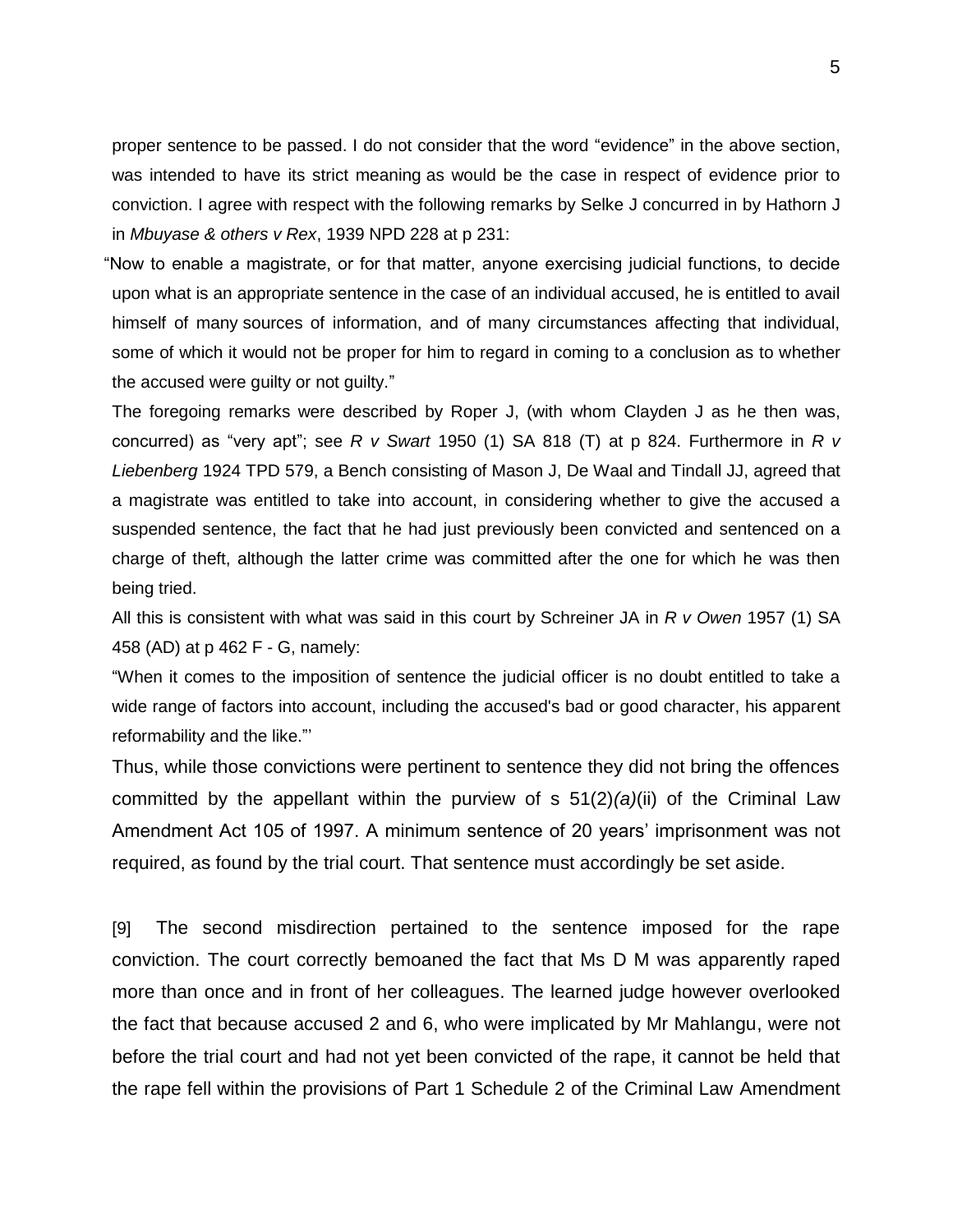proper sentence to be passed. I do not consider that the word "evidence" in the above section, was intended to have its strict meaning as would be the case in respect of evidence prior to conviction. I agree with respect with the following remarks by Selke J concurred in by Hathorn J in *Mbuyase & others v Rex*, 1939 NPD 228 at p 231:

"Now to enable a magistrate, or for that matter, anyone exercising judicial functions, to decide upon what is an appropriate sentence in the case of an individual accused, he is entitled to avail himself of many sources of information, and of many circumstances affecting that individual, some of which it would not be proper for him to regard in coming to a conclusion as to whether the accused were guilty or not guilty."

The foregoing remarks were described by Roper J, (with whom Clayden J as he then was, concurred) as "very apt"; see *R v Swart* 1950 (1) SA 818 (T) at p 824. Furthermore in *R v Liebenberg* 1924 TPD 579, a Bench consisting of Mason J, De Waal and Tindall JJ, agreed that a magistrate was entitled to take into account, in considering whether to give the accused a suspended sentence, the fact that he had just previously been convicted and sentenced on a charge of theft, although the latter crime was committed after the one for which he was then being tried.

All this is consistent with what was said in this court by Schreiner JA in *R v Owen* 1957 (1) SA 458 (AD) at p 462 F - G, namely:

"When it comes to the imposition of sentence the judicial officer is no doubt entitled to take a wide range of factors into account, including the accused's bad or good character, his apparent reformability and the like."'

Thus, while those convictions were pertinent to sentence they did not bring the offences committed by the appellant within the purview of s 51(2)*(a)*(ii) of the Criminal Law Amendment Act 105 of 1997. A minimum sentence of 20 years' imprisonment was not required, as found by the trial court. That sentence must accordingly be set aside.

[9] The second misdirection pertained to the sentence imposed for the rape conviction. The court correctly bemoaned the fact that Ms D M was apparently raped more than once and in front of her colleagues. The learned judge however overlooked the fact that because accused 2 and 6, who were implicated by Mr Mahlangu, were not before the trial court and had not yet been convicted of the rape, it cannot be held that the rape fell within the provisions of Part 1 Schedule 2 of the Criminal Law Amendment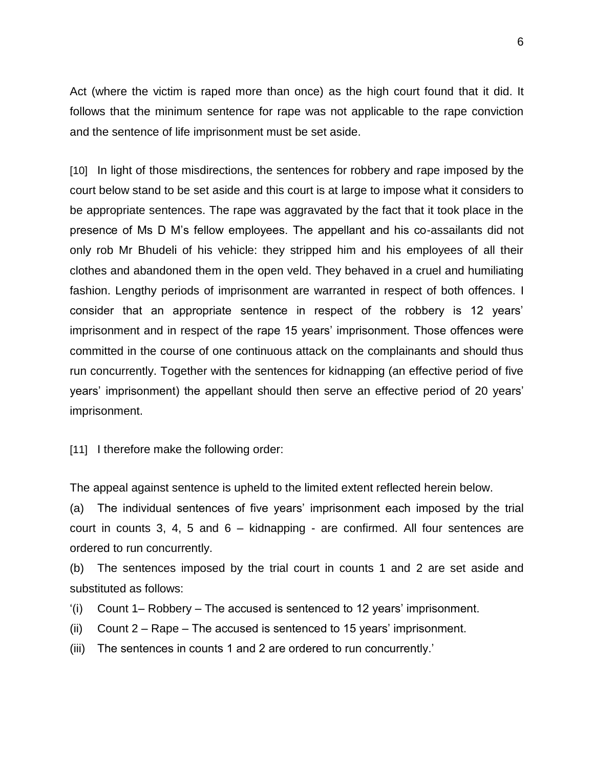Act (where the victim is raped more than once) as the high court found that it did. It follows that the minimum sentence for rape was not applicable to the rape conviction and the sentence of life imprisonment must be set aside.

[10] In light of those misdirections, the sentences for robbery and rape imposed by the court below stand to be set aside and this court is at large to impose what it considers to be appropriate sentences. The rape was aggravated by the fact that it took place in the presence of Ms D M's fellow employees. The appellant and his co-assailants did not only rob Mr Bhudeli of his vehicle: they stripped him and his employees of all their clothes and abandoned them in the open veld. They behaved in a cruel and humiliating fashion. Lengthy periods of imprisonment are warranted in respect of both offences. I consider that an appropriate sentence in respect of the robbery is 12 years' imprisonment and in respect of the rape 15 years' imprisonment. Those offences were committed in the course of one continuous attack on the complainants and should thus run concurrently. Together with the sentences for kidnapping (an effective period of five years' imprisonment) the appellant should then serve an effective period of 20 years' imprisonment.

[11] I therefore make the following order:

The appeal against sentence is upheld to the limited extent reflected herein below.

(a) The individual sentences of five years' imprisonment each imposed by the trial court in counts 3, 4, 5 and 6 – kidnapping - are confirmed. All four sentences are ordered to run concurrently.

(b) The sentences imposed by the trial court in counts 1 and 2 are set aside and substituted as follows:

'(i) Count 1– Robbery – The accused is sentenced to 12 years' imprisonment.

(ii) Count 2 – Rape – The accused is sentenced to 15 years' imprisonment.

(iii) The sentences in counts 1 and 2 are ordered to run concurrently.'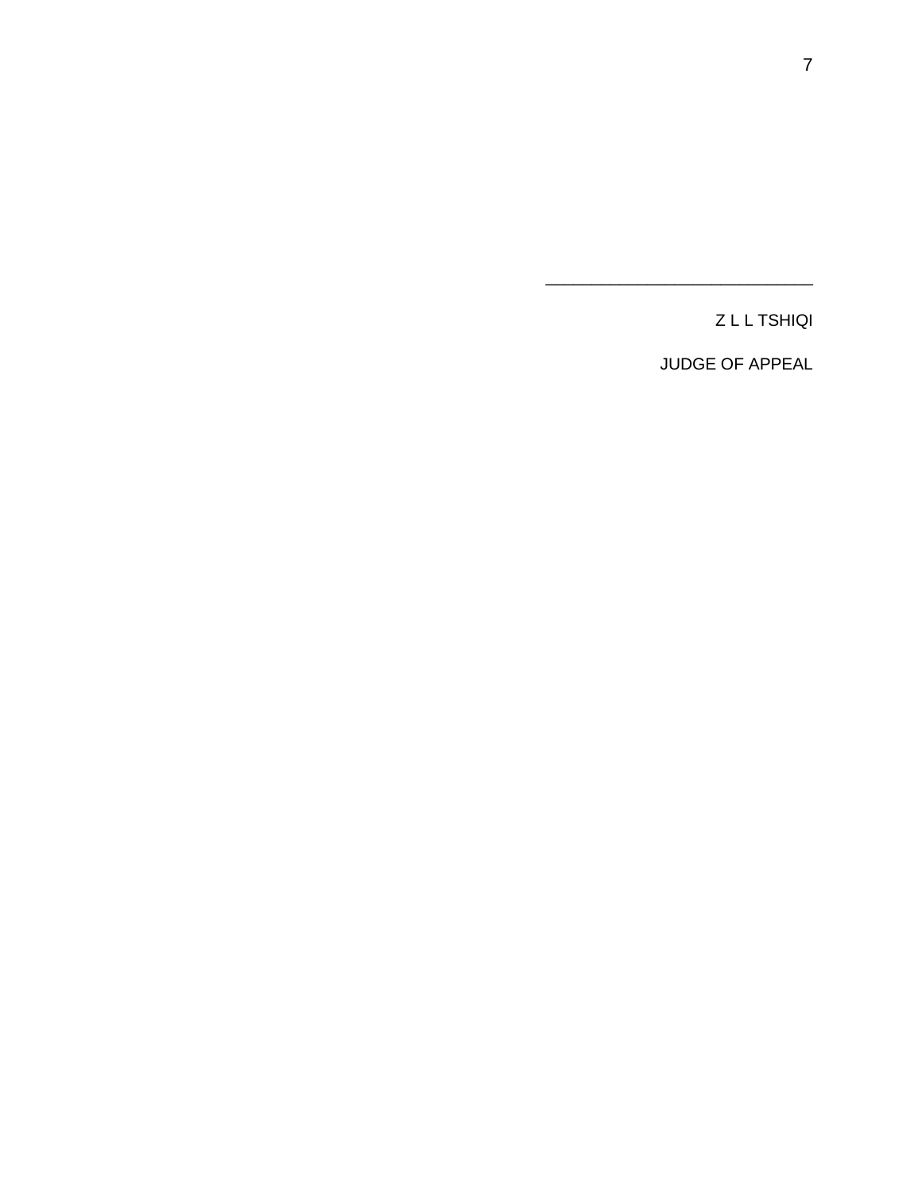\_\_\_\_\_\_\_\_\_\_\_\_\_\_\_\_\_\_\_\_\_\_\_\_\_\_\_\_\_\_

Z L L TSHIQI

JUDGE OF APPEAL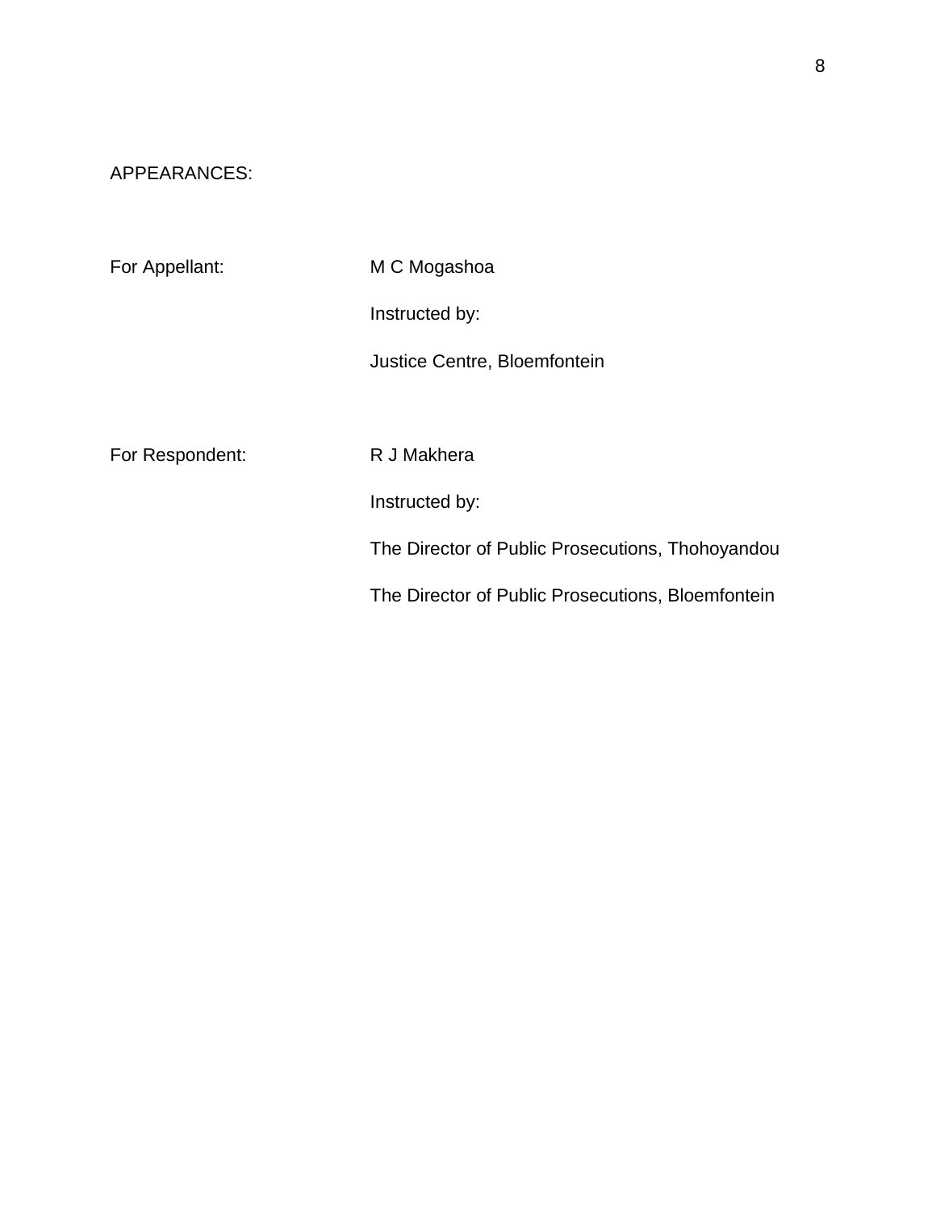APPEARANCES:

For Appellant: M C Mogashoa

Instructed by:

Justice Centre, Bloemfontein

For Respondent: R J Makhera

Instructed by:

The Director of Public Prosecutions, Thohoyandou

The Director of Public Prosecutions, Bloemfontein